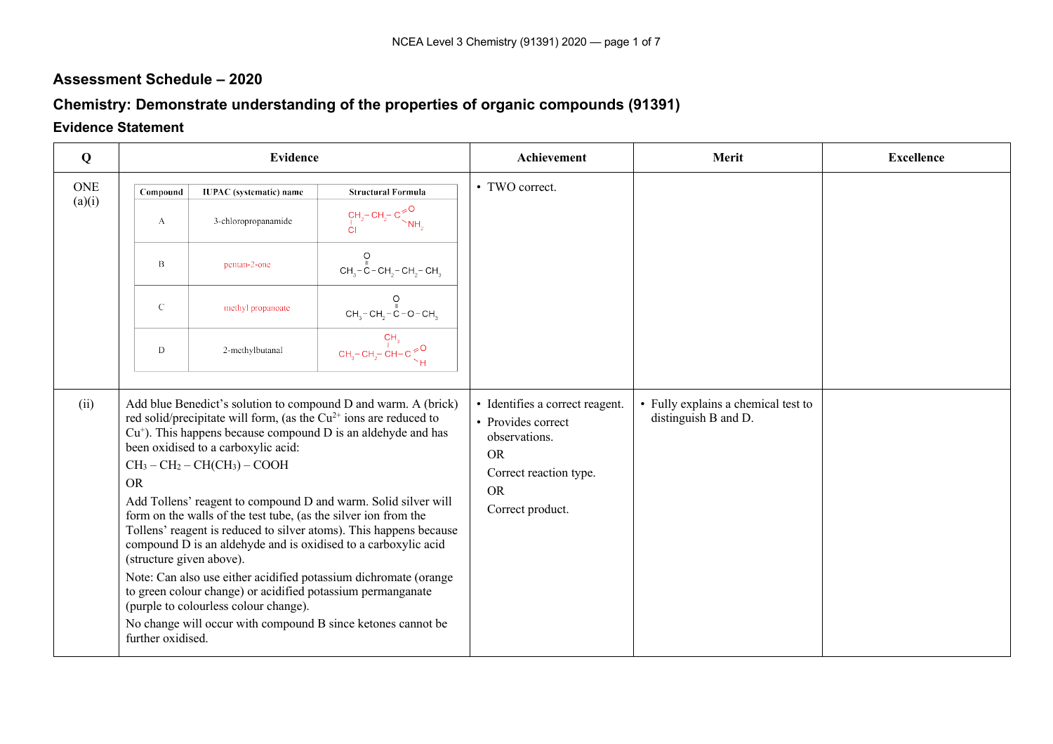## Assessment Schedule – 2020

## Chemistry: Demonstrate understanding of the properties of organic compounds (91391)

### Evidence Statement

| Q | Evidence | Achievement | Merit | Excellence |
|---|---|---|---|---|
| ONE (a)(i) | <table><tr><th>Compound</th><th>IUPAC (systematic) name</th><th>Structural Formula</th></tr><tr><td>A</td><td>3-chloropropanamide</td><td>$CH_2(Cl)-CH_2-C(=O)NH_2$</td></tr><tr><td>B</td><td>pentan-2-one</td><td>$CH_3-C(=O)-CH_2-CH_2-CH_3$</td></tr><tr><td>C</td><td>methyl propanoate</td><td>$CH_3-CH_2-C(=O)-O-CH_3$</td></tr><tr><td>D</td><td>2-methylbutanal</td><td>$CH_3-CH_2-CH(CH_3)-C(=O)H$</td></tr></table> | • TWO correct. | | |
| (ii) | Add blue Benedict's solution to compound D and warm. A (brick) red solid/precipitate will form, (as the $Cu^{2+}$ ions are reduced to $Cu^{+}$). This happens because compound D is an aldehyde and has been oxidised to a carboxylic acid:<br>$CH_3 - CH_2 - CH(CH_3) - COOH$<br>OR<br>Add Tollens' reagent to compound D and warm. Solid silver will form on the walls of the test tube, (as the silver ion from the Tollens' reagent is reduced to silver atoms). This happens because compound D is an aldehyde and is oxidised to a carboxylic acid (structure given above).<br>Note: Can also use either acidified potassium dichromate (orange to green colour change) or acidified potassium permanganate (purple to colourless colour change).<br>No change will occur with compound B since ketones cannot be further oxidised. | • Identifies a correct reagent.<br>• Provides correct observations.<br>OR<br>Correct reaction type.<br>OR<br>Correct product. | • Fully explains a chemical test to distinguish B and D. | |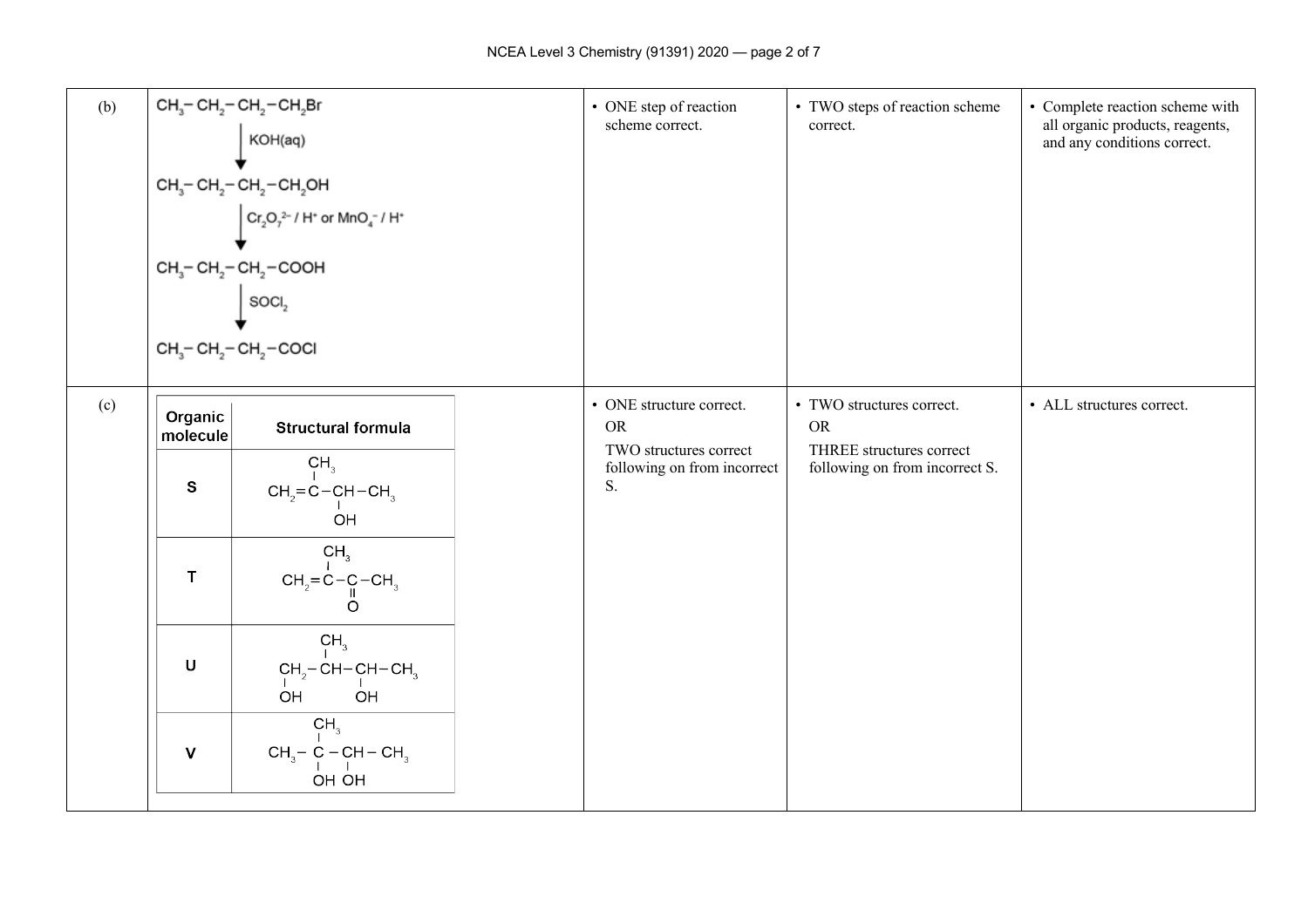| | | | | |
|---|---|---|---|---|
| (b) | $CH_3-CH_2-CH_2-CH_2Br$<br>↓ KOH(aq)<br>$CH_3-CH_2-CH_2-CH_2OH$<br>↓ $Cr_2O_7^{2-}$ / $H^+$ or $MnO_4^-$ / $H^+$<br>$CH_3-CH_2-CH_2-COOH$<br>↓ $SOCl_2$<br>$CH_3-CH_2-CH_2-COCl$ | • ONE step of reaction scheme correct. | • TWO steps of reaction scheme correct. | • Complete reaction scheme with all organic products, reagents, and any conditions correct. |
| (c) | **Organic molecule** / **Structural formula**<br>**S**: $CH_2=C(CH_3)-CH(OH)-CH_3$<br>**T**: $CH_2=C(CH_3)-C(=O)-CH_3$<br>**U**: $CH_2(OH)-CH(CH_3)-CH(OH)-CH_3$<br>**V**: $CH_3-C(CH_3)(OH)-CH(OH)-CH_3$ | • ONE structure correct.<br>OR<br>TWO structures correct following on from incorrect S. | • TWO structures correct.<br>OR<br>THREE structures correct following on from incorrect S. | • ALL structures correct. |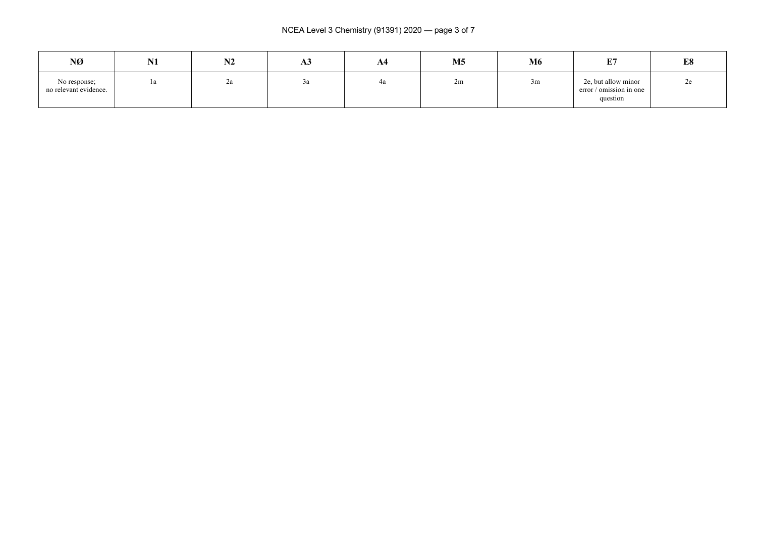| NØ | N1 | N2 | A3 | A4 | M5 | M6 | E7 | E8 |
|---|---|---|---|---|---|---|---|---|
| No response; no relevant evidence. | 1a | 2a | 3a | 4a | 2m | 3m | 2e, but allow minor error / omission in one question | 2e |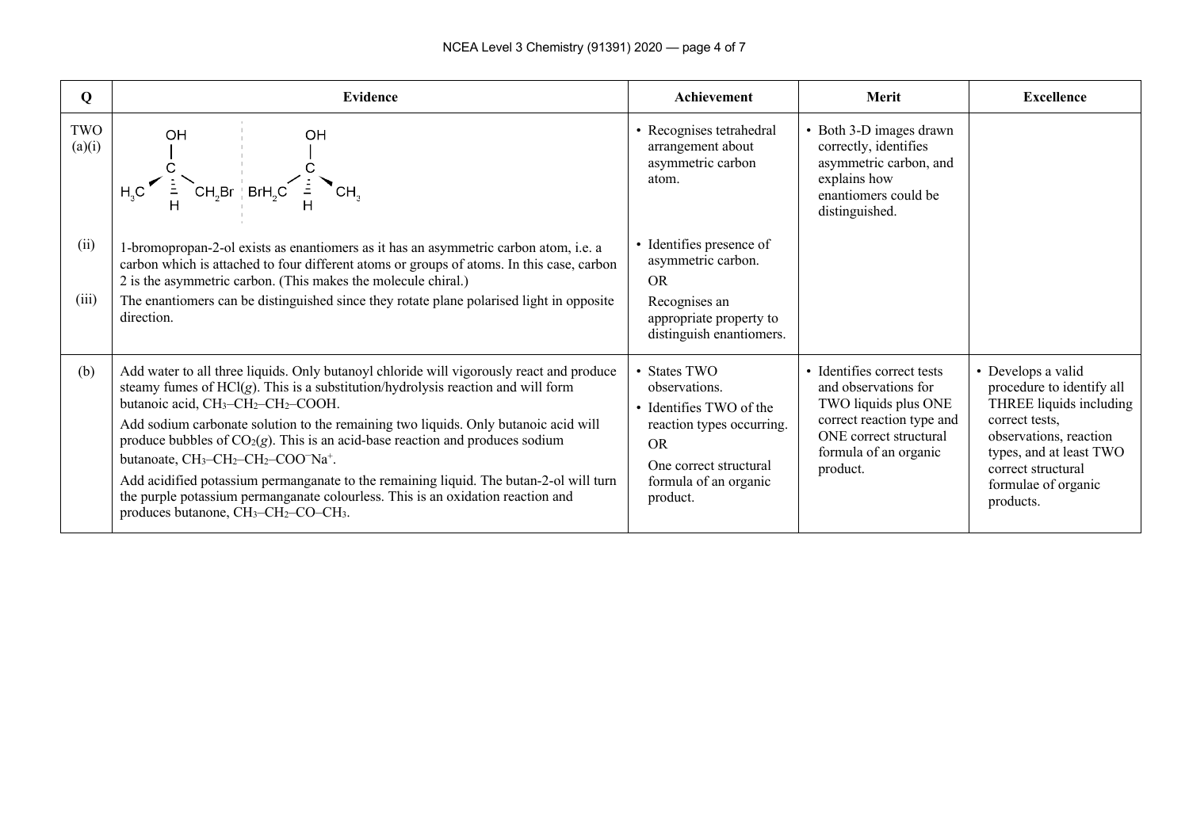| Q | Evidence | Achievement | Merit | Excellence |
|---|---|---|---|---|
| TWO (a)(i) | Two 3-D structures (mirror images): C with OH (up), H (dashed, down), $H_3C$ (wedge) and $CH_2Br$; mirror image: C with OH (up), H (dashed, down), $BrH_2C$ and $CH_3$ (wedge) | • Recognises tetrahedral arrangement about asymmetric carbon atom. | • Both 3-D images drawn correctly, identifies asymmetric carbon, and explains how enantiomers could be distinguished. | |
| (ii) | 1-bromopropan-2-ol exists as enantiomers as it has an asymmetric carbon atom, i.e. a carbon which is attached to four different atoms or groups of atoms. In this case, carbon 2 is the asymmetric carbon. (This makes the molecule chiral.) | • Identifies presence of asymmetric carbon. OR | | |
| (iii) | The enantiomers can be distinguished since they rotate plane polarised light in opposite direction. | Recognises an appropriate property to distinguish enantiomers. | | |
| (b) | Add water to all three liquids. Only butanoyl chloride will vigorously react and produce steamy fumes of $HCl(g)$. This is a substitution/hydrolysis reaction and will form butanoic acid, $CH_3–CH_2–CH_2–COOH$.<br><br>Add sodium carbonate solution to the remaining two liquids. Only butanoic acid will produce bubbles of $CO_2(g)$. This is an acid-base reaction and produces sodium butanoate, $CH_3–CH_2–CH_2–COO^-Na^+$.<br><br>Add acidified potassium permanganate to the remaining liquid. The butan-2-ol will turn the purple potassium permanganate colourless. This is an oxidation reaction and produces butanone, $CH_3–CH_2–CO–CH_3$. | • States TWO observations.<br>• Identifies TWO of the reaction types occurring.<br>OR<br>One correct structural formula of an organic product. | • Identifies correct tests and observations for TWO liquids plus ONE correct reaction type and ONE correct structural formula of an organic product. | • Develops a valid procedure to identify all THREE liquids including correct tests, observations, reaction types, and at least TWO correct structural formulae of organic products. |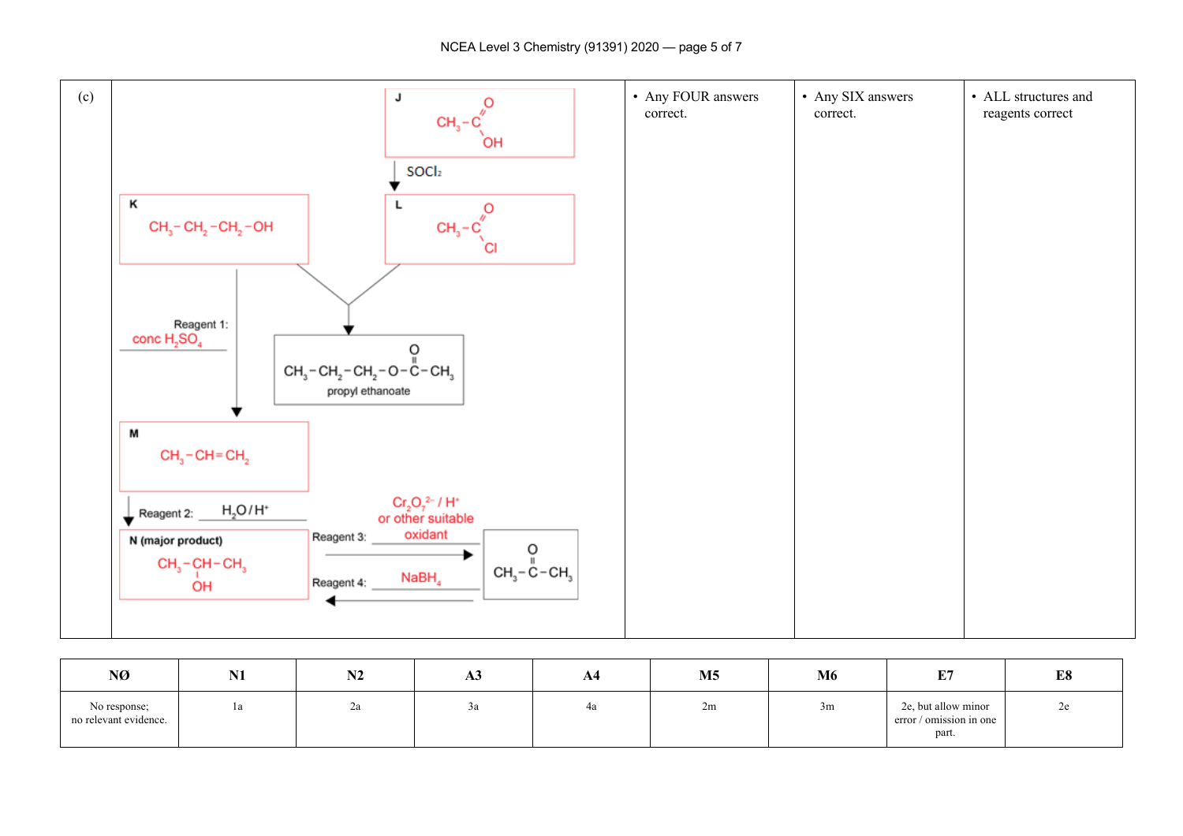| | | | | |
|---|---|---|---|---|
| (c) | **J** $CH_3-C(=O)OH$<br><br>↓ $SOCl_2$<br><br>**L** $CH_3-C(=O)Cl$<br><br>**K** $CH_3-CH_2-CH_2-OH$<br><br>K + L → $CH_3-CH_2-CH_2-O-C(=O)-CH_3$ propyl ethanoate<br><br>K → Reagent 1: conc $H_2SO_4$ → **M**<br><br>**M** $CH_3-CH=CH_2$<br><br>↓ Reagent 2: $H_2O/H^+$<br><br>**N (major product)** $CH_3-CH(OH)-CH_3$<br><br>N → Reagent 3: $Cr_2O_7^{2-}/H^+$ or other suitable oxidant → $CH_3-C(=O)-CH_3$<br><br>$CH_3-C(=O)-CH_3$ → Reagent 4: $NaBH_4$ → N | • Any FOUR answers correct. | • Any SIX answers correct. | • ALL structures and reagents correct |

| NØ | N1 | N2 | A3 | A4 | M5 | M6 | E7 | E8 |
|---|---|---|---|---|---|---|---|---|
| No response; no relevant evidence. | 1a | 2a | 3a | 4a | 2m | 3m | 2e, but allow minor error / omission in one part. | 2e |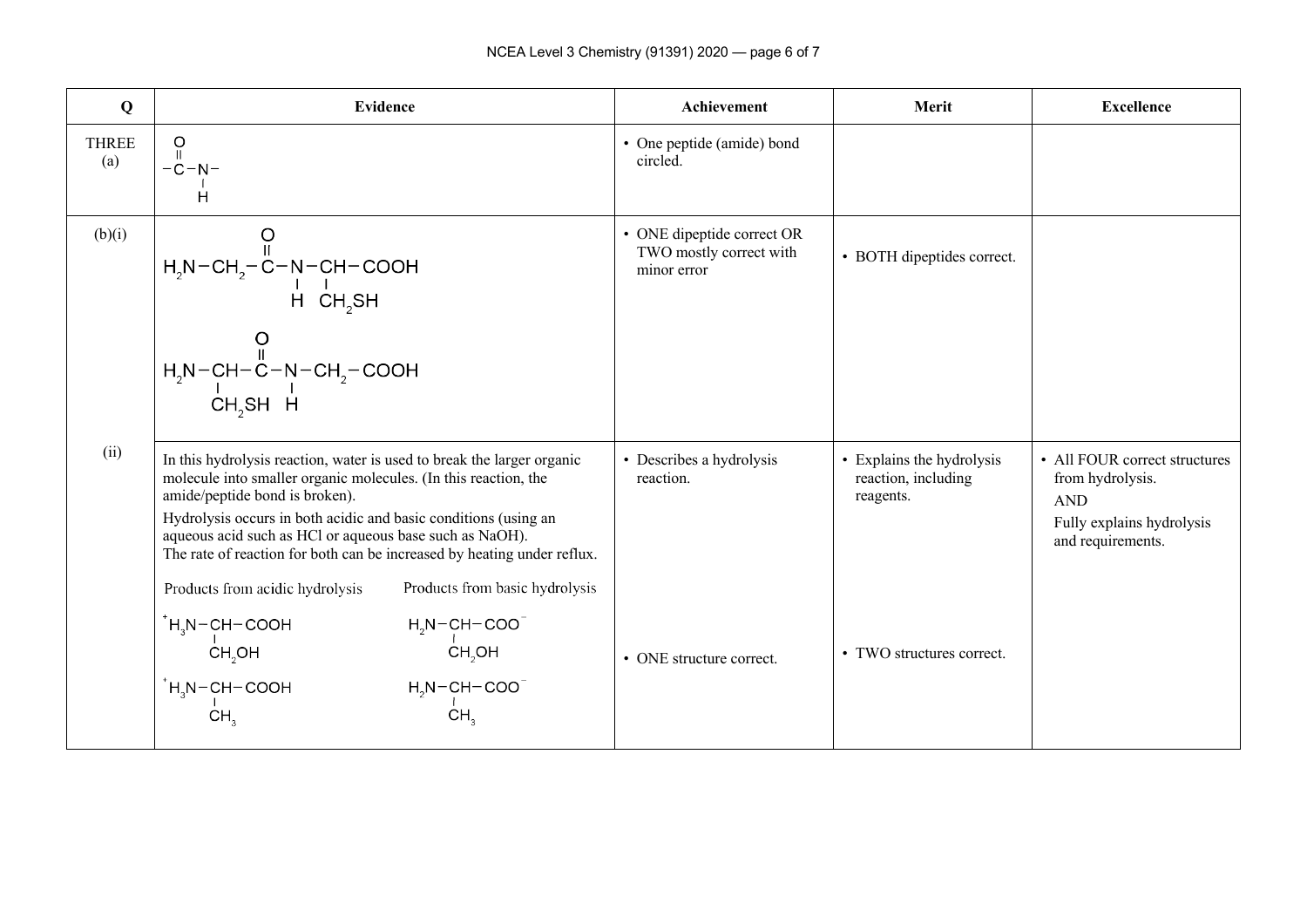| Q | Evidence | Achievement | Merit | Excellence |
|---|---|---|---|---|
| THREE (a) | $-\overset{\displaystyle O}{\overset{\Vert}{C}}-\underset{\displaystyle H}{\underset{\vert}{N}}-$ | • One peptide (amide) bond circled. | | |
| (b)(i) | $H_2N-CH_2-\overset{\displaystyle O}{\overset{\Vert}{C}}-\underset{\displaystyle H}{\underset{\vert}{N}}-\underset{\displaystyle CH_2SH}{\underset{\vert}{CH}}-COOH$ <br><br> $H_2N-\underset{\displaystyle CH_2SH}{\underset{\vert}{CH}}-\overset{\displaystyle O}{\overset{\Vert}{C}}-\underset{\displaystyle H}{\underset{\vert}{N}}-CH_2-COOH$ | • ONE dipeptide correct OR TWO mostly correct with minor error | • BOTH dipeptides correct. | |
| (ii) | In this hydrolysis reaction, water is used to break the larger organic molecule into smaller organic molecules. (In this reaction, the amide/peptide bond is broken).<br>Hydrolysis occurs in both acidic and basic conditions (using an aqueous acid such as HCl or aqueous base such as NaOH).<br>The rate of reaction for both can be increased by heating under reflux.<br><br>Products from acidic hydrolysis: <br> $^{+}H_3N-\underset{\displaystyle CH_2OH}{\underset{\vert}{CH}}-COOH$ <br> $^{+}H_3N-\underset{\displaystyle CH_3}{\underset{\vert}{CH}}-COOH$ <br><br> Products from basic hydrolysis: <br> $H_2N-\underset{\displaystyle CH_2OH}{\underset{\vert}{CH}}-COO^{-}$ <br> $H_2N-\underset{\displaystyle CH_3}{\underset{\vert}{CH}}-COO^{-}$ | • Describes a hydrolysis reaction.<br><br>• ONE structure correct. | • Explains the hydrolysis reaction, including reagents.<br><br>• TWO structures correct. | • All FOUR correct structures from hydrolysis.<br>AND<br>Fully explains hydrolysis and requirements. |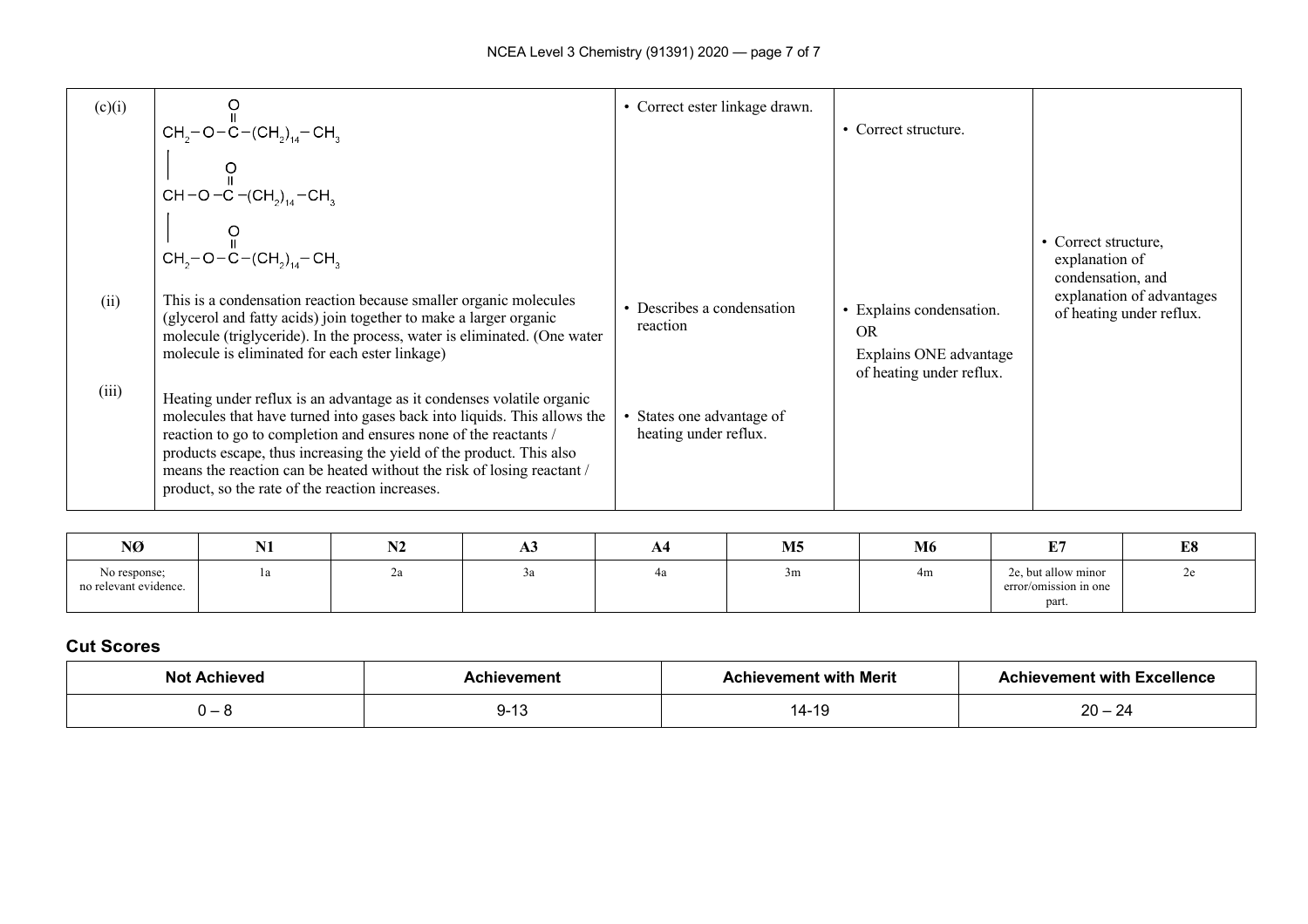| | | | | |
|---|---|---|---|---|
| (c)(i) | $CH_2-O-\overset{\overset{\displaystyle O}{\Vert}}{C}-(CH_2)_{14}-CH_3$<br>$\vert$<br>$CH-O-\overset{\overset{\displaystyle O}{\Vert}}{C}-(CH_2)_{14}-CH_3$<br>$\vert$<br>$CH_2-O-\overset{\overset{\displaystyle O}{\Vert}}{C}-(CH_2)_{14}-CH_3$ | • Correct ester linkage drawn. | • Correct structure. | • Correct structure, explanation of condensation, and explanation of advantages of heating under reflux. |
| (ii) | This is a condensation reaction because smaller organic molecules (glycerol and fatty acids) join together to make a larger organic molecule (triglyceride). In the process, water is eliminated. (One water molecule is eliminated for each ester linkage) | • Describes a condensation reaction | • Explains condensation.<br>OR<br>Explains ONE advantage of heating under reflux. | |
| (iii) | Heating under reflux is an advantage as it condenses volatile organic molecules that have turned into gases back into liquids. This allows the reaction to go to completion and ensures none of the reactants / products escape, thus increasing the yield of the product. This also means the reaction can be heated without the risk of losing reactant / product, so the rate of the reaction increases. | • States one advantage of heating under reflux. | | |

| NØ | N1 | N2 | A3 | A4 | M5 | M6 | E7 | E8 |
|---|---|---|---|---|---|---|---|---|
| No response; no relevant evidence. | 1a | 2a | 3a | 4a | 3m | 4m | 2e, but allow minor error/omission in one part. | 2e |

### Cut Scores

| Not Achieved | Achievement | Achievement with Merit | Achievement with Excellence |
|---|---|---|---|
| 0 – 8 | 9-13 | 14-19 | 20 – 24 |